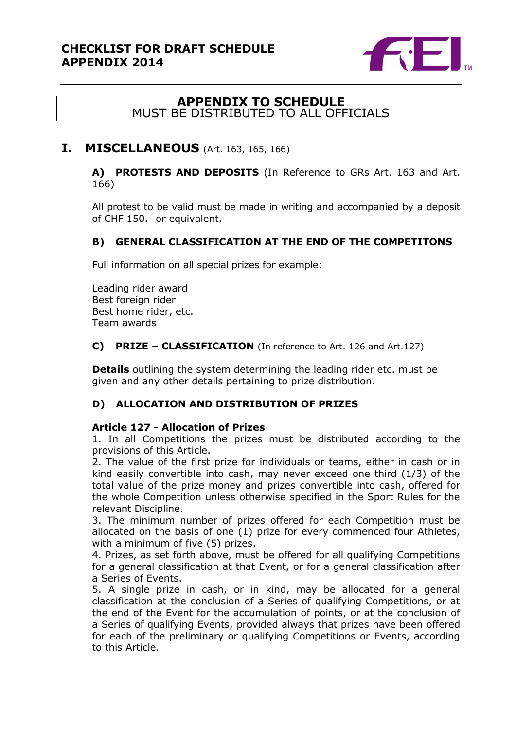**CHECKLIST FOR DRAFT SCHEDULE**
**APPENDIX 2014**

---

## APPENDIX TO SCHEDULE
MUST BE DISTRIBUTED TO ALL OFFICIALS

# I. MISCELLANEOUS (Art. 163, 165, 166)

### A) PROTESTS AND DEPOSITS (In Reference to GRs Art. 163 and Art. 166)

All protest to be valid must be made in writing and accompanied by a deposit of CHF 150.- or equivalent.

### B) GENERAL CLASSIFICATION AT THE END OF THE COMPETITONS

Full information on all special prizes for example:

Leading rider award
Best foreign rider
Best home rider, etc.
Team awards

### C) PRIZE – CLASSIFICATION (In reference to Art. 126 and Art.127)

**Details** outlining the system determining the leading rider etc. must be given and any other details pertaining to prize distribution.

### D) ALLOCATION AND DISTRIBUTION OF PRIZES

**Article 127 - Allocation of Prizes**

1. In all Competitions the prizes must be distributed according to the provisions of this Article.
2. The value of the first prize for individuals or teams, either in cash or in kind easily convertible into cash, may never exceed one third (1/3) of the total value of the prize money and prizes convertible into cash, offered for the whole Competition unless otherwise specified in the Sport Rules for the relevant Discipline.
3. The minimum number of prizes offered for each Competition must be allocated on the basis of one (1) prize for every commenced four Athletes, with a minimum of five (5) prizes.
4. Prizes, as set forth above, must be offered for all qualifying Competitions for a general classification at that Event, or for a general classification after a Series of Events.
5. A single prize in cash, or in kind, may be allocated for a general classification at the conclusion of a Series of qualifying Competitions, or at the end of the Event for the accumulation of points, or at the conclusion of a Series of qualifying Events, provided always that prizes have been offered for each of the preliminary or qualifying Competitions or Events, according to this Article.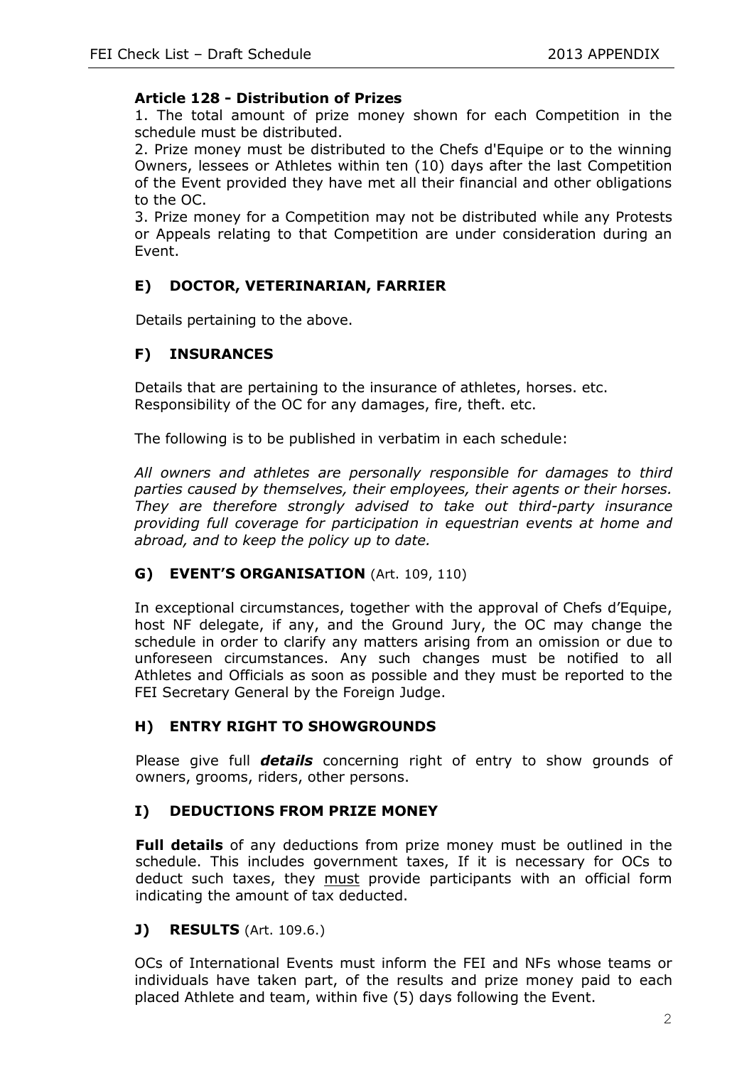**Article 128 - Distribution of Prizes**

1. The total amount of prize money shown for each Competition in the schedule must be distributed.
2. Prize money must be distributed to the Chefs d'Equipe or to the winning Owners, lessees or Athletes within ten (10) days after the last Competition of the Event provided they have met all their financial and other obligations to the OC.
3. Prize money for a Competition may not be distributed while any Protests or Appeals relating to that Competition are under consideration during an Event.

## E) DOCTOR, VETERINARIAN, FARRIER

Details pertaining to the above.

## F) INSURANCES

Details that are pertaining to the insurance of athletes, horses. etc. Responsibility of the OC for any damages, fire, theft. etc.

The following is to be published in verbatim in each schedule:

*All owners and athletes are personally responsible for damages to third parties caused by themselves, their employees, their agents or their horses. They are therefore strongly advised to take out third-party insurance providing full coverage for participation in equestrian events at home and abroad, and to keep the policy up to date.*

## G) EVENT'S ORGANISATION (Art. 109, 110)

In exceptional circumstances, together with the approval of Chefs d'Equipe, host NF delegate, if any, and the Ground Jury, the OC may change the schedule in order to clarify any matters arising from an omission or due to unforeseen circumstances. Any such changes must be notified to all Athletes and Officials as soon as possible and they must be reported to the FEI Secretary General by the Foreign Judge.

## H) ENTRY RIGHT TO SHOWGROUNDS

Please give full ***details*** concerning right of entry to show grounds of owners, grooms, riders, other persons.

## I) DEDUCTIONS FROM PRIZE MONEY

**Full details** of any deductions from prize money must be outlined in the schedule. This includes government taxes, If it is necessary for OCs to deduct such taxes, they <u>must</u> provide participants with an official form indicating the amount of tax deducted.

## J) RESULTS (Art. 109.6.)

OCs of International Events must inform the FEI and NFs whose teams or individuals have taken part, of the results and prize money paid to each placed Athlete and team, within five (5) days following the Event.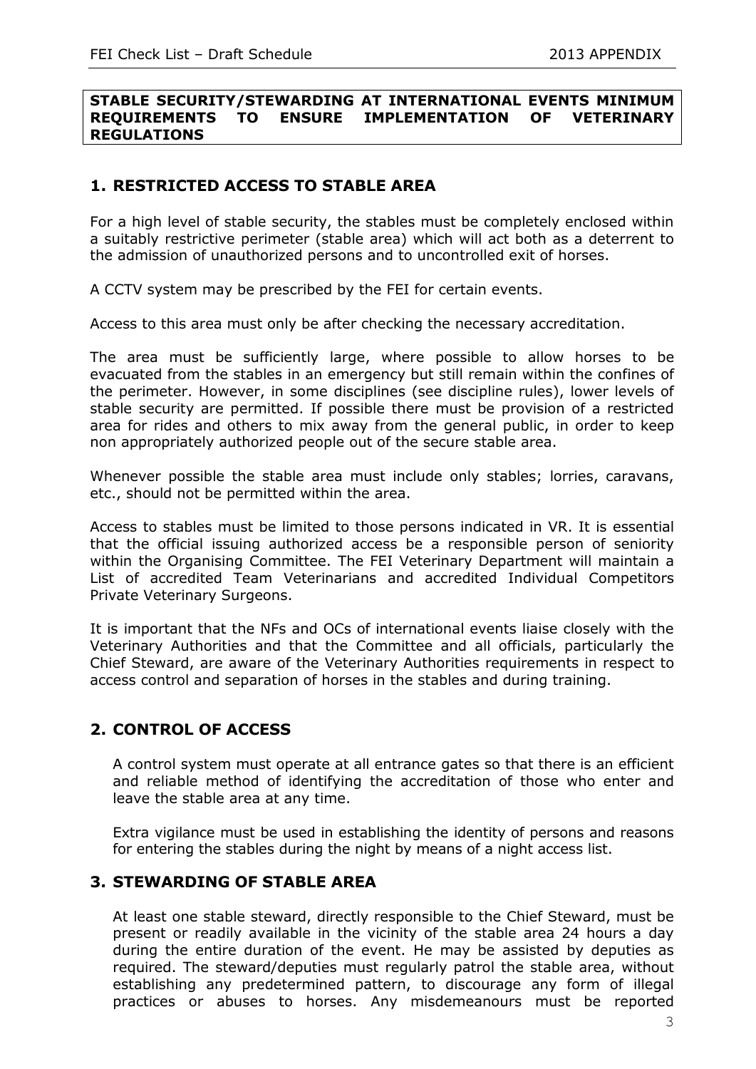**STABLE SECURITY/STEWARDING AT INTERNATIONAL EVENTS MINIMUM REQUIREMENTS TO ENSURE IMPLEMENTATION OF VETERINARY REGULATIONS**

## 1. RESTRICTED ACCESS TO STABLE AREA

For a high level of stable security, the stables must be completely enclosed within a suitably restrictive perimeter (stable area) which will act both as a deterrent to the admission of unauthorized persons and to uncontrolled exit of horses.

A CCTV system may be prescribed by the FEI for certain events.

Access to this area must only be after checking the necessary accreditation.

The area must be sufficiently large, where possible to allow horses to be evacuated from the stables in an emergency but still remain within the confines of the perimeter. However, in some disciplines (see discipline rules), lower levels of stable security are permitted. If possible there must be provision of a restricted area for rides and others to mix away from the general public, in order to keep non appropriately authorized people out of the secure stable area.

Whenever possible the stable area must include only stables; lorries, caravans, etc., should not be permitted within the area.

Access to stables must be limited to those persons indicated in VR. It is essential that the official issuing authorized access be a responsible person of seniority within the Organising Committee. The FEI Veterinary Department will maintain a List of accredited Team Veterinarians and accredited Individual Competitors Private Veterinary Surgeons.

It is important that the NFs and OCs of international events liaise closely with the Veterinary Authorities and that the Committee and all officials, particularly the Chief Steward, are aware of the Veterinary Authorities requirements in respect to access control and separation of horses in the stables and during training.

## 2. CONTROL OF ACCESS

A control system must operate at all entrance gates so that there is an efficient and reliable method of identifying the accreditation of those who enter and leave the stable area at any time.

Extra vigilance must be used in establishing the identity of persons and reasons for entering the stables during the night by means of a night access list.

## 3. STEWARDING OF STABLE AREA

At least one stable steward, directly responsible to the Chief Steward, must be present or readily available in the vicinity of the stable area 24 hours a day during the entire duration of the event. He may be assisted by deputies as required. The steward/deputies must regularly patrol the stable area, without establishing any predetermined pattern, to discourage any form of illegal practices or abuses to horses. Any misdemeanours must be reported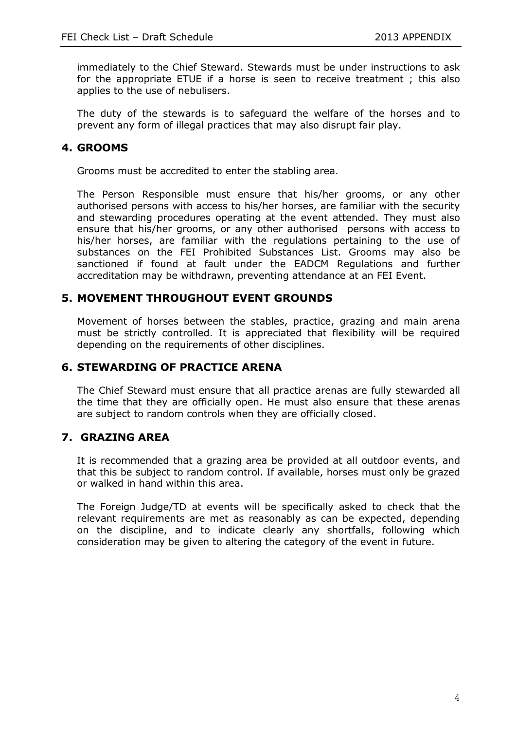immediately to the Chief Steward. Stewards must be under instructions to ask for the appropriate ETUE if a horse is seen to receive treatment ; this also applies to the use of nebulisers.

The duty of the stewards is to safeguard the welfare of the horses and to prevent any form of illegal practices that may also disrupt fair play.

## 4. GROOMS

Grooms must be accredited to enter the stabling area.

The Person Responsible must ensure that his/her grooms, or any other authorised persons with access to his/her horses, are familiar with the security and stewarding procedures operating at the event attended. They must also ensure that his/her grooms, or any other authorised persons with access to his/her horses, are familiar with the regulations pertaining to the use of substances on the FEI Prohibited Substances List. Grooms may also be sanctioned if found at fault under the EADCM Regulations and further accreditation may be withdrawn, preventing attendance at an FEI Event.

## 5. MOVEMENT THROUGHOUT EVENT GROUNDS

Movement of horses between the stables, practice, grazing and main arena must be strictly controlled. It is appreciated that flexibility will be required depending on the requirements of other disciplines.

## 6. STEWARDING OF PRACTICE ARENA

The Chief Steward must ensure that all practice arenas are fully-stewarded all the time that they are officially open. He must also ensure that these arenas are subject to random controls when they are officially closed.

## 7. GRAZING AREA

It is recommended that a grazing area be provided at all outdoor events, and that this be subject to random control. If available, horses must only be grazed or walked in hand within this area.

The Foreign Judge/TD at events will be specifically asked to check that the relevant requirements are met as reasonably as can be expected, depending on the discipline, and to indicate clearly any shortfalls, following which consideration may be given to altering the category of the event in future.